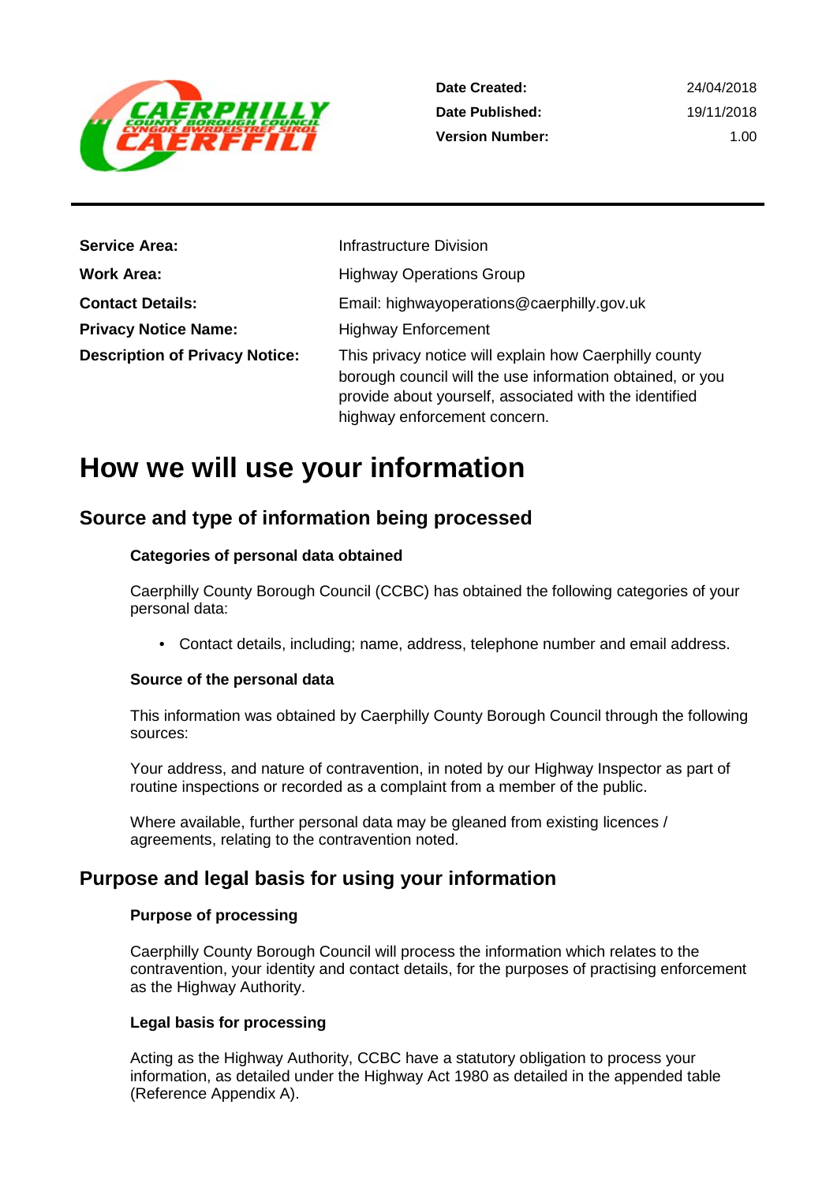| | |
|---|---|
| **Date Created:** | 24/04/2018 |
| **Date Published:** | 19/11/2018 |
| **Version Number:** | 1.00 |

| | |
|---|---|
| **Service Area:** | Infrastructure Division |
| **Work Area:** | Highway Operations Group |
| **Contact Details:** | Email: highwayoperations@caerphilly.gov.uk |
| **Privacy Notice Name:** | Highway Enforcement |
| **Description of Privacy Notice:** | This privacy notice will explain how Caerphilly county borough council will the use information obtained, or you provide about yourself, associated with the identified highway enforcement concern. |

# How we will use your information

## Source and type of information being processed

### Categories of personal data obtained

Caerphilly County Borough Council (CCBC) has obtained the following categories of your personal data:

- Contact details, including; name, address, telephone number and email address.

### Source of the personal data

This information was obtained by Caerphilly County Borough Council through the following sources:

Your address, and nature of contravention, in noted by our Highway Inspector as part of routine inspections or recorded as a complaint from a member of the public.

Where available, further personal data may be gleaned from existing licences / agreements, relating to the contravention noted.

## Purpose and legal basis for using your information

### Purpose of processing

Caerphilly County Borough Council will process the information which relates to the contravention, your identity and contact details, for the purposes of practising enforcement as the Highway Authority.

### Legal basis for processing

Acting as the Highway Authority, CCBC have a statutory obligation to process your information, as detailed under the Highway Act 1980 as detailed in the appended table (Reference Appendix A).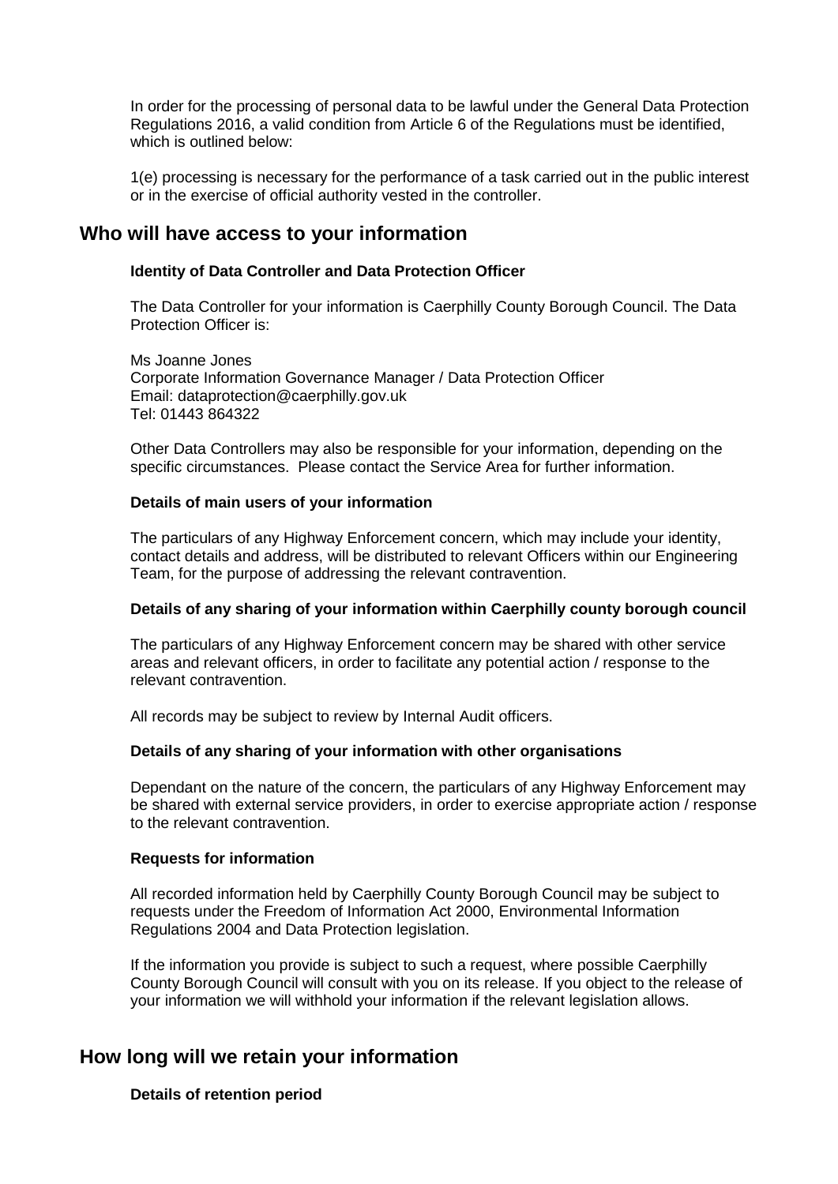In order for the processing of personal data to be lawful under the General Data Protection Regulations 2016, a valid condition from Article 6 of the Regulations must be identified, which is outlined below:

1(e) processing is necessary for the performance of a task carried out in the public interest or in the exercise of official authority vested in the controller.

## Who will have access to your information

**Identity of Data Controller and Data Protection Officer**

The Data Controller for your information is Caerphilly County Borough Council. The Data Protection Officer is:

Ms Joanne Jones
Corporate Information Governance Manager / Data Protection Officer
Email: dataprotection@caerphilly.gov.uk
Tel: 01443 864322

Other Data Controllers may also be responsible for your information, depending on the specific circumstances. Please contact the Service Area for further information.

**Details of main users of your information**

The particulars of any Highway Enforcement concern, which may include your identity, contact details and address, will be distributed to relevant Officers within our Engineering Team, for the purpose of addressing the relevant contravention.

**Details of any sharing of your information within Caerphilly county borough council**

The particulars of any Highway Enforcement concern may be shared with other service areas and relevant officers, in order to facilitate any potential action / response to the relevant contravention.

All records may be subject to review by Internal Audit officers.

**Details of any sharing of your information with other organisations**

Dependant on the nature of the concern, the particulars of any Highway Enforcement may be shared with external service providers, in order to exercise appropriate action / response to the relevant contravention.

**Requests for information**

All recorded information held by Caerphilly County Borough Council may be subject to requests under the Freedom of Information Act 2000, Environmental Information Regulations 2004 and Data Protection legislation.

If the information you provide is subject to such a request, where possible Caerphilly County Borough Council will consult with you on its release. If you object to the release of your information we will withhold your information if the relevant legislation allows.

## How long will we retain your information

**Details of retention period**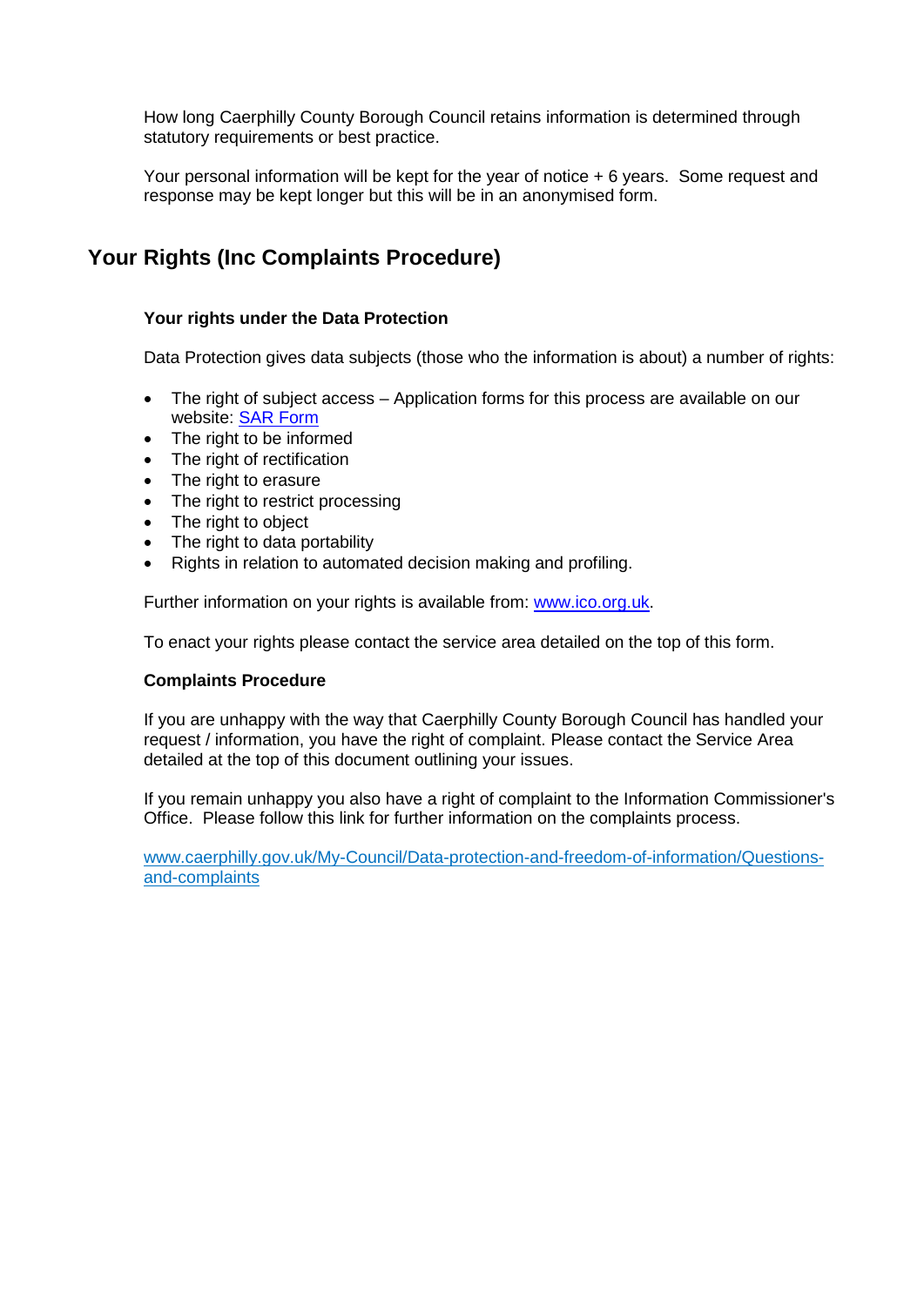How long Caerphilly County Borough Council retains information is determined through statutory requirements or best practice.

Your personal information will be kept for the year of notice + 6 years. Some request and response may be kept longer but this will be in an anonymised form.

## Your Rights (Inc Complaints Procedure)

**Your rights under the Data Protection**

Data Protection gives data subjects (those who the information is about) a number of rights:

- The right of subject access – Application forms for this process are available on our website: [SAR Form]
- The right to be informed
- The right of rectification
- The right to erasure
- The right to restrict processing
- The right to object
- The right to data portability
- Rights in relation to automated decision making and profiling.

Further information on your rights is available from: www.ico.org.uk.

To enact your rights please contact the service area detailed on the top of this form.

**Complaints Procedure**

If you are unhappy with the way that Caerphilly County Borough Council has handled your request / information, you have the right of complaint. Please contact the Service Area detailed at the top of this document outlining your issues.

If you remain unhappy you also have a right of complaint to the Information Commissioner's Office. Please follow this link for further information on the complaints process.

www.caerphilly.gov.uk/My-Council/Data-protection-and-freedom-of-information/Questions-and-complaints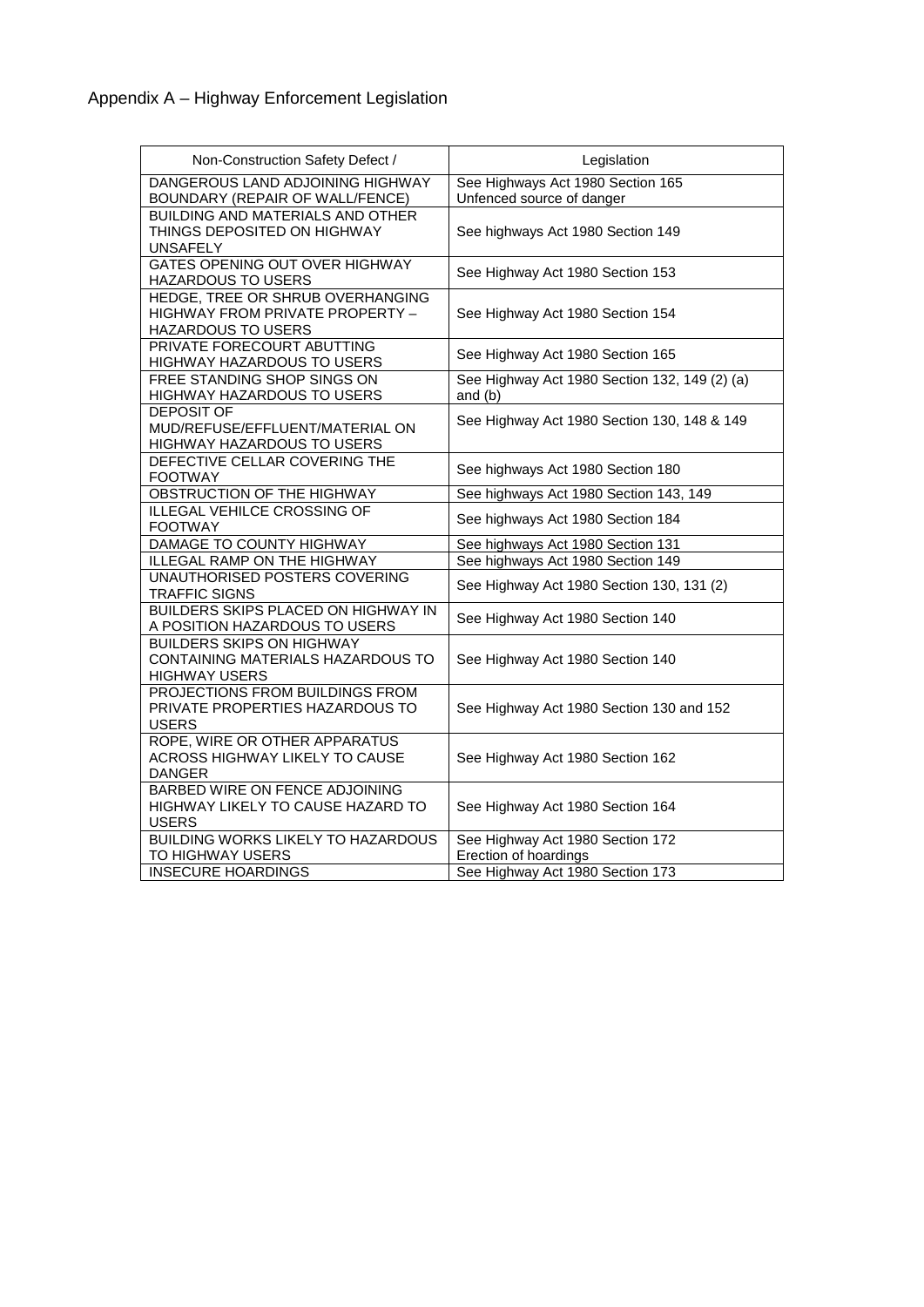Appendix A – Highway Enforcement Legislation

| Non-Construction Safety Defect / | Legislation |
|---|---|
| DANGEROUS LAND ADJOINING HIGHWAY BOUNDARY (REPAIR OF WALL/FENCE) | See Highways Act 1980 Section 165 Unfenced source of danger |
| BUILDING AND MATERIALS AND OTHER THINGS DEPOSITED ON HIGHWAY UNSAFELY | See highways Act 1980 Section 149 |
| GATES OPENING OUT OVER HIGHWAY HAZARDOUS TO USERS | See Highway Act 1980 Section 153 |
| HEDGE, TREE OR SHRUB OVERHANGING HIGHWAY FROM PRIVATE PROPERTY – HAZARDOUS TO USERS | See Highway Act 1980 Section 154 |
| PRIVATE FORECOURT ABUTTING HIGHWAY HAZARDOUS TO USERS | See Highway Act 1980 Section 165 |
| FREE STANDING SHOP SINGS ON HIGHWAY HAZARDOUS TO USERS | See Highway Act 1980 Section 132, 149 (2) (a) and (b) |
| DEPOSIT OF MUD/REFUSE/EFFLUENT/MATERIAL ON HIGHWAY HAZARDOUS TO USERS | See Highway Act 1980 Section 130, 148 & 149 |
| DEFECTIVE CELLAR COVERING THE FOOTWAY | See highways Act 1980 Section 180 |
| OBSTRUCTION OF THE HIGHWAY | See highways Act 1980 Section 143, 149 |
| ILLEGAL VEHILCE CROSSING OF FOOTWAY | See highways Act 1980 Section 184 |
| DAMAGE TO COUNTY HIGHWAY | See highways Act 1980 Section 131 |
| ILLEGAL RAMP ON THE HIGHWAY | See highways Act 1980 Section 149 |
| UNAUTHORISED POSTERS COVERING TRAFFIC SIGNS | See Highway Act 1980 Section 130, 131 (2) |
| BUILDERS SKIPS PLACED ON HIGHWAY IN A POSITION HAZARDOUS TO USERS | See Highway Act 1980 Section 140 |
| BUILDERS SKIPS ON HIGHWAY CONTAINING MATERIALS HAZARDOUS TO HIGHWAY USERS | See Highway Act 1980 Section 140 |
| PROJECTIONS FROM BUILDINGS FROM PRIVATE PROPERTIES HAZARDOUS TO USERS | See Highway Act 1980 Section 130 and 152 |
| ROPE, WIRE OR OTHER APPARATUS ACROSS HIGHWAY LIKELY TO CAUSE DANGER | See Highway Act 1980 Section 162 |
| BARBED WIRE ON FENCE ADJOINING HIGHWAY LIKELY TO CAUSE HAZARD TO USERS | See Highway Act 1980 Section 164 |
| BUILDING WORKS LIKELY TO HAZARDOUS TO HIGHWAY USERS | See Highway Act 1980 Section 172 Erection of hoardings |
| INSECURE HOARDINGS | See Highway Act 1980 Section 173 |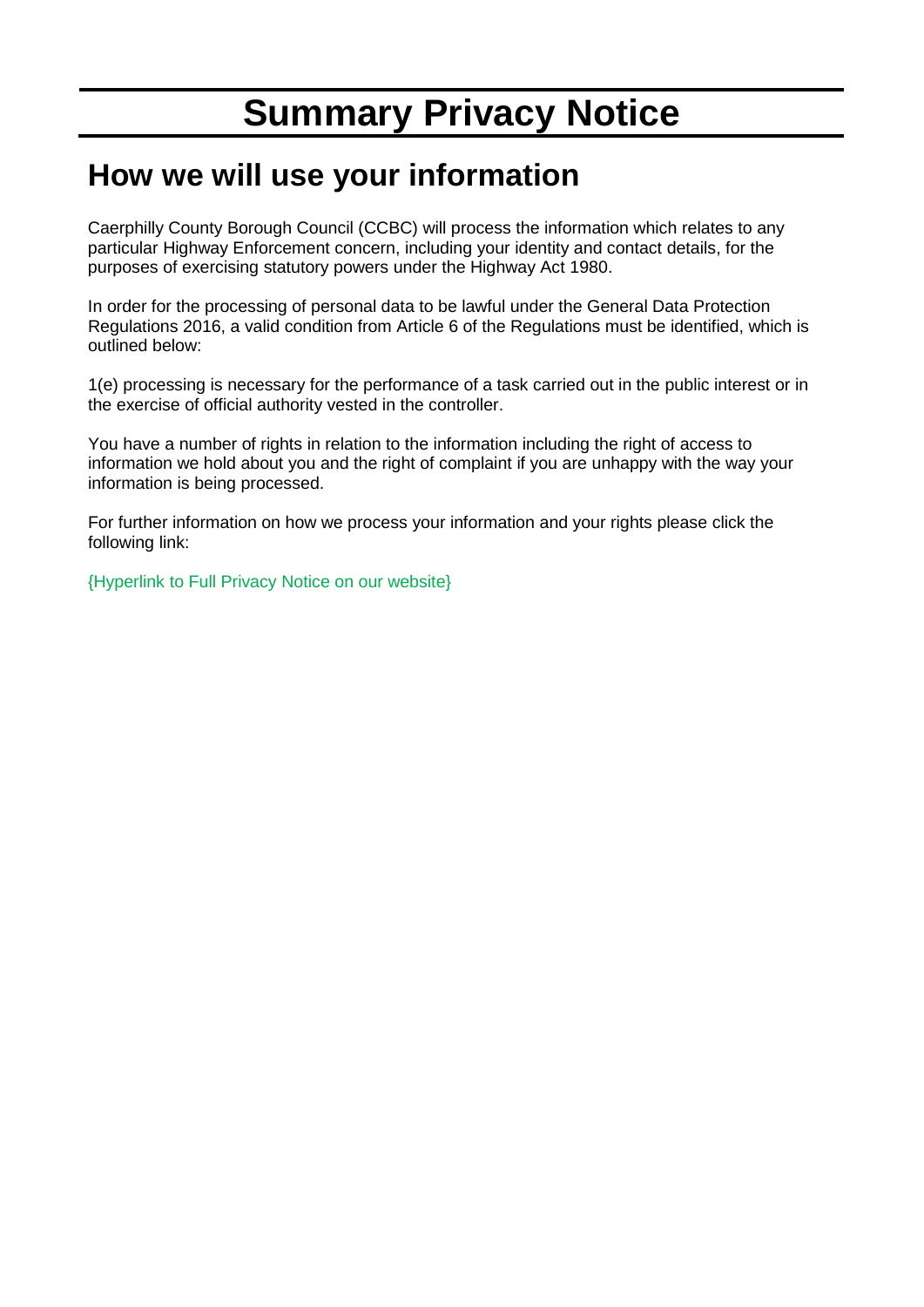# Summary Privacy Notice

## How we will use your information

Caerphilly County Borough Council (CCBC) will process the information which relates to any particular Highway Enforcement concern, including your identity and contact details, for the purposes of exercising statutory powers under the Highway Act 1980.

In order for the processing of personal data to be lawful under the General Data Protection Regulations 2016, a valid condition from Article 6 of the Regulations must be identified, which is outlined below:

1(e) processing is necessary for the performance of a task carried out in the public interest or in the exercise of official authority vested in the controller.

You have a number of rights in relation to the information including the right of access to information we hold about you and the right of complaint if you are unhappy with the way your information is being processed.

For further information on how we process your information and your rights please click the following link:

{Hyperlink to Full Privacy Notice on our website}